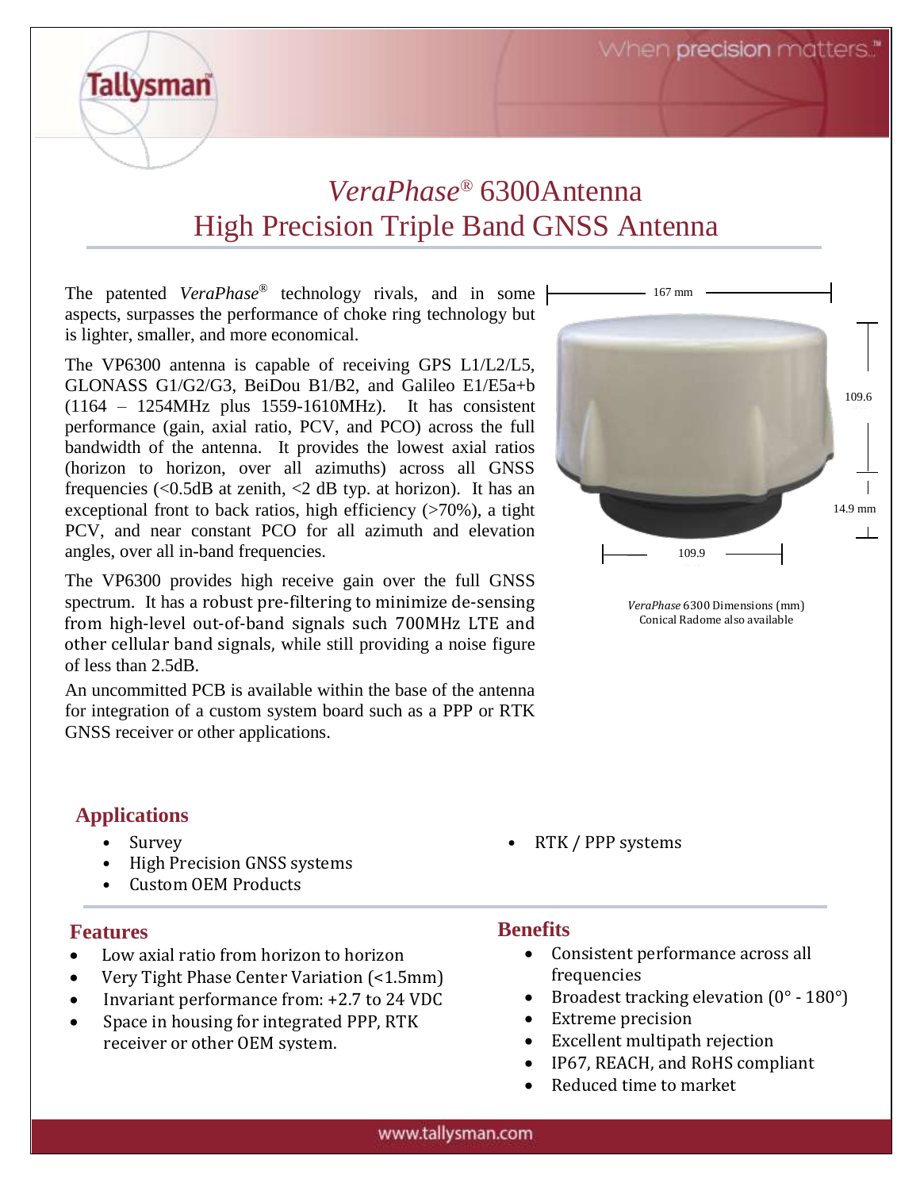# *VeraPhase*® 6300Antenna

# High Precision Triple Band GNSS Antenna

The patented *VeraPhase*® technology rivals, and in some aspects, surpasses the performance of choke ring technology but is lighter, smaller, and more economical.

The VP6300 antenna is capable of receiving GPS L1/L2/L5, GLONASS G1/G2/G3, BeiDou B1/B2, and Galileo E1/E5a+b (1164 – 1254MHz plus 1559-1610MHz). It has consistent performance (gain, axial ratio, PCV, and PCO) across the full bandwidth of the antenna. It provides the lowest axial ratios (horizon to horizon, over all azimuths) across all GNSS frequencies (<0.5dB at zenith, <2 dB typ. at horizon). It has an exceptional front to back ratios, high efficiency (>70%), a tight PCV, and near constant PCO for all azimuth and elevation angles, over all in-band frequencies.

The VP6300 provides high receive gain over the full GNSS spectrum. It has a robust pre-filtering to minimize de-sensing from high-level out-of-band signals such 700MHz LTE and other cellular band signals, while still providing a noise figure of less than 2.5dB.

An uncommitted PCB is available within the base of the antenna for integration of a custom system board such as a PPP or RTK GNSS receiver or other applications.

167 mm

109.6

14.9 mm

109.9

*VeraPhase* 6300 Dimensions (mm)
Conical Radome also available

## Applications

- Survey
- High Precision GNSS systems
- Custom OEM Products
- RTK / PPP systems

## Features

- Low axial ratio from horizon to horizon
- Very Tight Phase Center Variation (<1.5mm)
- Invariant performance from: +2.7 to 24 VDC
- Space in housing for integrated PPP, RTK receiver or other OEM system.

## Benefits

- Consistent performance across all frequencies
- Broadest tracking elevation (0° - 180°)
- Extreme precision
- Excellent multipath rejection
- IP67, REACH, and RoHS compliant
- Reduced time to market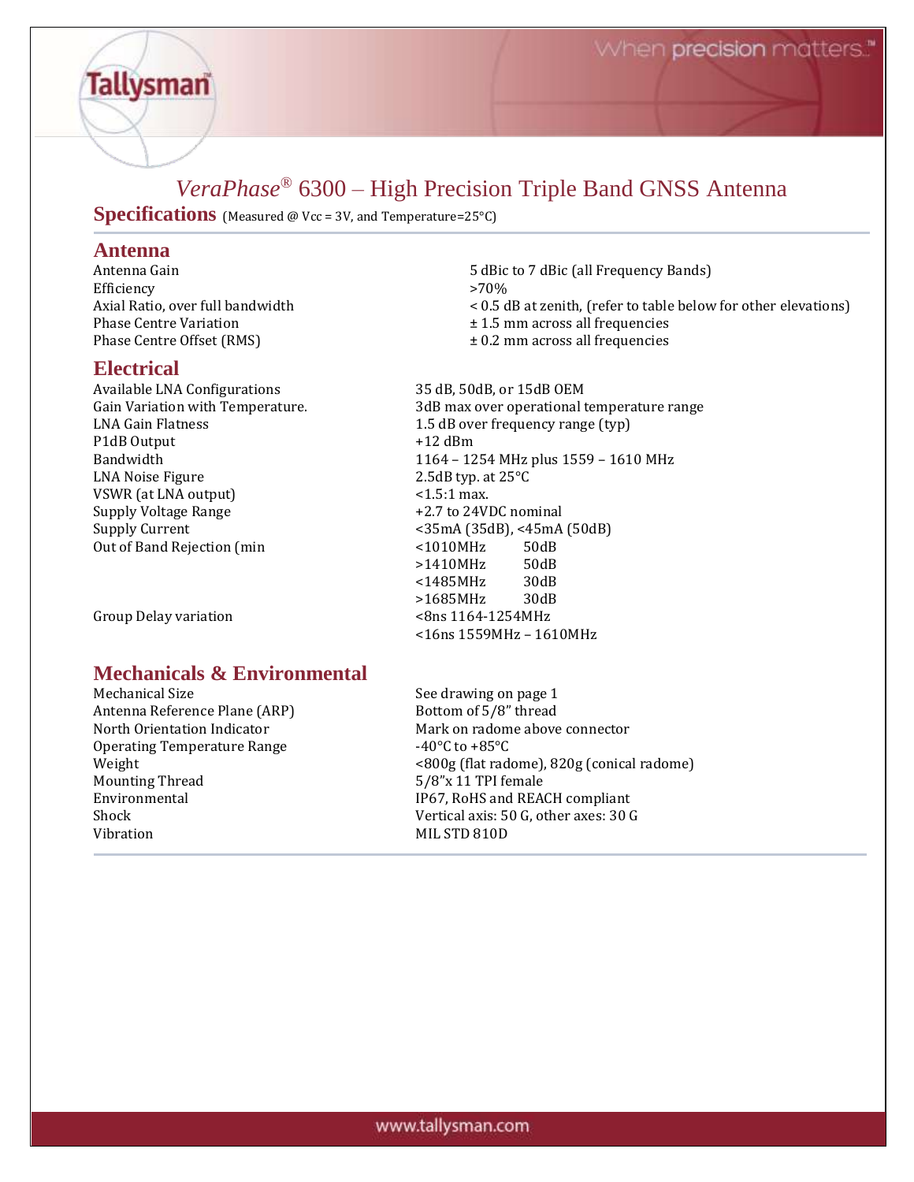# *VeraPhase*® 6300 – High Precision Triple Band GNSS Antenna

## Specifications (Measured @ Vcc = 3V, and Temperature=25°C)

### Antenna

| | |
|---|---|
| Antenna Gain | 5 dBic to 7 dBic (all Frequency Bands) |
| Efficiency | >70% |
| Axial Ratio, over full bandwidth | < 0.5 dB at zenith, (refer to table below for other elevations) |
| Phase Centre Variation | ± 1.5 mm across all frequencies |
| Phase Centre Offset (RMS) | ± 0.2 mm across all frequencies |

### Electrical

| | |
|---|---|
| Available LNA Configurations | 35 dB, 50dB, or 15dB OEM |
| Gain Variation with Temperature. | 3dB max over operational temperature range |
| LNA Gain Flatness | 1.5 dB over frequency range (typ) |
| P1dB Output | +12 dBm |
| Bandwidth | 1164 – 1254 MHz plus 1559 – 1610 MHz |
| LNA Noise Figure | 2.5dB typ. at 25°C |
| VSWR (at LNA output) | <1.5:1 max. |
| Supply Voltage Range | +2.7 to 24VDC nominal |
| Supply Current | <35mA (35dB), <45mA (50dB) |
| Out of Band Rejection (min | <1010MHz 50dB |
| | >1410MHz 50dB |
| | <1485MHz 30dB |
| | >1685MHz 30dB |
| Group Delay variation | <8ns 1164-1254MHz |
| | <16ns 1559MHz – 1610MHz |

### Mechanicals & Environmental

| | |
|---|---|
| Mechanical Size | See drawing on page 1 |
| Antenna Reference Plane (ARP) | Bottom of 5/8" thread |
| North Orientation Indicator | Mark on radome above connector |
| Operating Temperature Range | -40°C to +85°C |
| Weight | <800g (flat radome), 820g (conical radome) |
| Mounting Thread | 5/8"x 11 TPI female |
| Environmental | IP67, RoHS and REACH compliant |
| Shock | Vertical axis: 50 G, other axes: 30 G |
| Vibration | MIL STD 810D |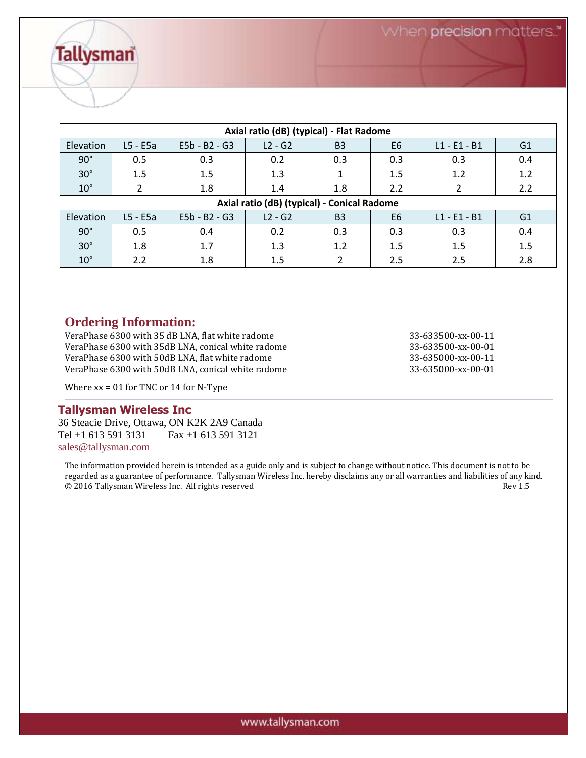| Axial ratio (dB) (typical) - Flat Radome | | | | | | | |
|---|---|---|---|---|---|---|---|
| Elevation | L5 - E5a | E5b - B2 - G3 | L2 - G2 | B3 | E6 | L1 - E1 - B1 | G1 |
| 90° | 0.5 | 0.3 | 0.2 | 0.3 | 0.3 | 0.3 | 0.4 |
| 30° | 1.5 | 1.5 | 1.3 | 1 | 1.5 | 1.2 | 1.2 |
| 10° | 2 | 1.8 | 1.4 | 1.8 | 2.2 | 2 | 2.2 |
| **Axial ratio (dB) (typical) - Conical Radome** | | | | | | | |
| Elevation | L5 - E5a | E5b - B2 - G3 | L2 - G2 | B3 | E6 | L1 - E1 - B1 | G1 |
| 90° | 0.5 | 0.4 | 0.2 | 0.3 | 0.3 | 0.3 | 0.4 |
| 30° | 1.8 | 1.7 | 1.3 | 1.2 | 1.5 | 1.5 | 1.5 |
| 10° | 2.2 | 1.8 | 1.5 | 2 | 2.5 | 2.5 | 2.8 |

## Ordering Information:

| | |
|---|---|
| VeraPhase 6300 with 35 dB LNA, flat white radome | 33-633500-xx-00-11 |
| VeraPhase 6300 with 35dB LNA, conical white radome | 33-633500-xx-00-01 |
| VeraPhase 6300 with 50dB LNA, flat white radome | 33-635000-xx-00-11 |
| VeraPhase 6300 with 50dB LNA, conical white radome | 33-635000-xx-00-01 |

Where xx = 01 for TNC or 14 for N-Type

### Tallysman Wireless Inc

36 Steacie Drive, Ottawa, ON K2K 2A9 Canada
Tel +1 613 591 3131   Fax +1 613 591 3121
sales@tallysman.com

The information provided herein is intended as a guide only and is subject to change without notice. This document is not to be regarded as a guarantee of performance. Tallysman Wireless Inc. hereby disclaims any or all warranties and liabilities of any kind.
© 2016 Tallysman Wireless Inc. All rights reserved   Rev 1.5